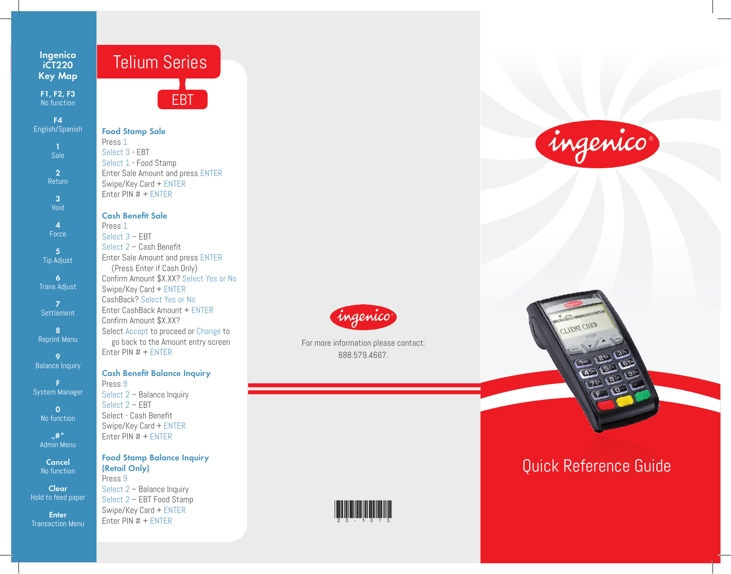## Ingenico iCT220 Key Map

**F1, F2, F3**
No function

**F4**
English/Spanish

**1**
Sale

**2**
Return

**3**
Void

**4**
Force

**5**
Tip Adjust

**6**
Trans Adjust

**7**
Settlement

**8**
Reprint Menu

**9**
Balance Inquiry

**F**
System Manager

**0**
No function

**.,#***
Admin Menu

**Cancel**
No function

**Clear**
Hold to feed paper

**Enter**
Transaction Menu

# Telium Series

## EBT

### Food Stamp Sale

Press 1
Select 3 - EBT
Select 1 - Food Stamp
Enter Sale Amount and press ENTER
Swipe/Key Card + ENTER
Enter PIN # + ENTER

### Cash Benefit Sale

Press 1
Select 3 – EBT
Select 2 – Cash Benefit
Enter Sale Amount and press ENTER
(Press Enter if Cash Only)
Confirm Amount $X.XX? Select Yes or No
Swipe/Key Card + ENTER
CashBack? Select Yes or No
Enter CashBack Amount + ENTER
Confirm Amount $X.XX?
Select Accept to proceed or Change to go back to the Amount entry screen
Enter PIN # + ENTER

### Cash Benefit Balance Inquiry

Press 9
Select 2 – Balance Inquiry
Select 2 – EBT
Select - Cash Benefit
Swipe/Key Card + ENTER
Enter PIN # + ENTER

### Food Stamp Balance Inquiry (Retail Only)

Press 9
Select 2 – Balance Inquiry
Select 2 – EBT Food Stamp
Swipe/Key Card + ENTER
Enter PIN # + ENTER

ingenico

For more information please contact:
888.579.4667.

20-1013

ingenico

# Quick Reference Guide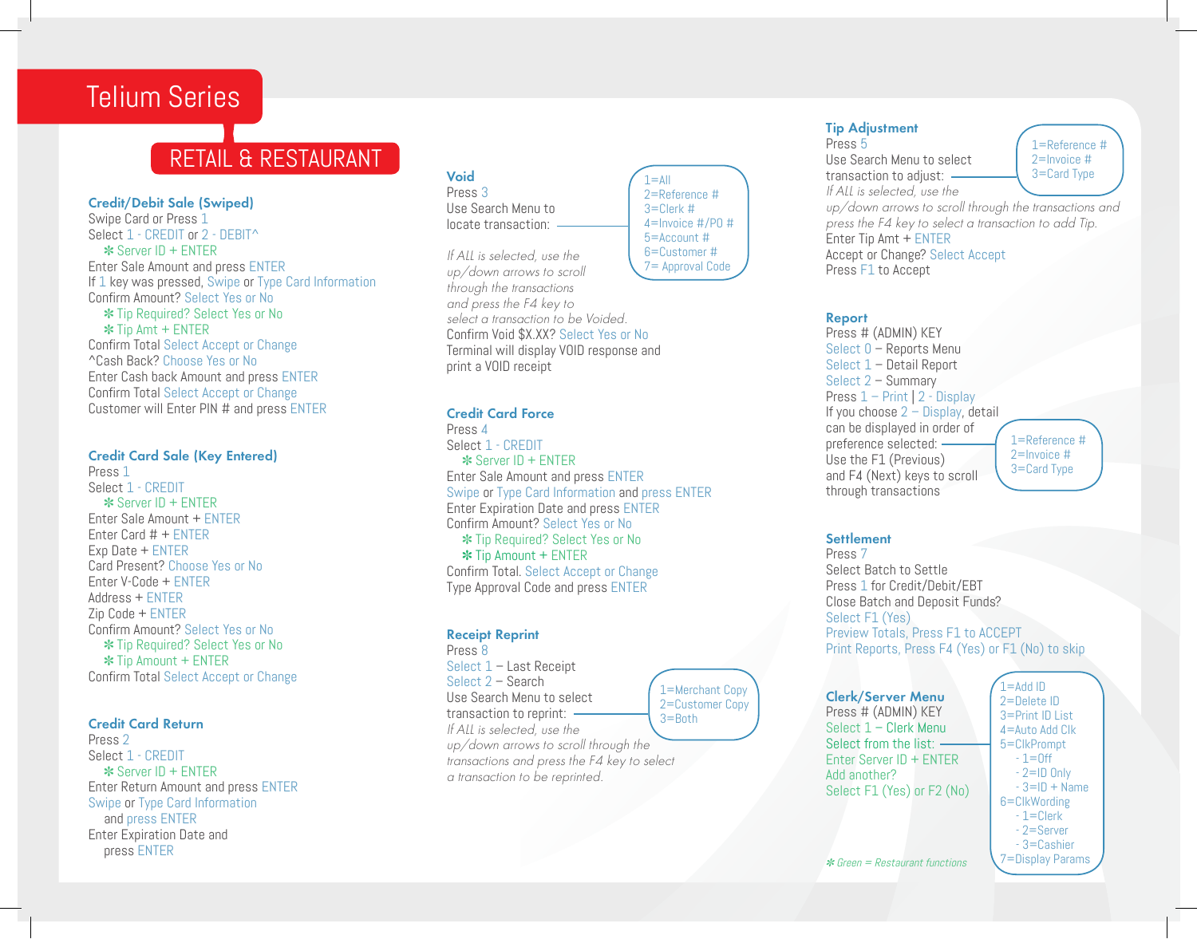# Telium Series

## RETAIL & RESTAURANT

### Credit/Debit Sale (Swiped)

Swipe Card or Press 1
Select 1 - CREDIT or 2 - DEBIT^
✻ Server ID + ENTER
Enter Sale Amount and press ENTER
If 1 key was pressed, Swipe or Type Card Information
Confirm Amount? Select Yes or No
✻ Tip Required? Select Yes or No
✻ Tip Amt + ENTER
Confirm Total Select Accept or Change
^Cash Back? Choose Yes or No
Enter Cash back Amount and press ENTER
Confirm Total Select Accept or Change
Customer will Enter PIN # and press ENTER

### Credit Card Sale (Key Entered)

Press 1
Select 1 - CREDIT
✻ Server ID + ENTER
Enter Sale Amount + ENTER
Enter Card # + ENTER
Exp Date + ENTER
Card Present? Choose Yes or No
Enter V-Code + ENTER
Address + ENTER
Zip Code + ENTER
Confirm Amount? Select Yes or No
✻ Tip Required? Select Yes or No
✻ Tip Amount + ENTER
Confirm Total Select Accept or Change

### Credit Card Return

Press 2
Select 1 - CREDIT
✻ Server ID + ENTER
Enter Return Amount and press ENTER
Swipe or Type Card Information
and press ENTER
Enter Expiration Date and
press ENTER

### Void

Press 3
Use Search Menu to locate transaction:

- 1=All
- 2=Reference #
- 3=Clerk #
- 4=Invoice #/PO #
- 5=Account #
- 6=Customer #
- 7= Approval Code

*If ALL is selected, use the up/down arrows to scroll through the transactions and press the F4 key to select a transaction to be Voided.*
Confirm Void $X.XX? Select Yes or No
Terminal will display VOID response and print a VOID receipt

### Credit Card Force

Press 4
Select 1 - CREDIT
✻ Server ID + ENTER
Enter Sale Amount and press ENTER
Swipe or Type Card Information and press ENTER
Enter Expiration Date and press ENTER
Confirm Amount? Select Yes or No
✻ Tip Required? Select Yes or No
✻ Tip Amount + ENTER
Confirm Total. Select Accept or Change
Type Approval Code and press ENTER

### Receipt Reprint

Press 8
Select 1 – Last Receipt
Select 2 – Search
Use Search Menu to select transaction to reprint:

- 1=Merchant Copy
- 2=Customer Copy
- 3=Both

*If ALL is selected, use the up/down arrows to scroll through the transactions and press the F4 key to select a transaction to be reprinted.*

### Tip Adjustment

Press 5
Use Search Menu to select transaction to adjust:

- 1=Reference #
- 2=Invoice #
- 3=Card Type

*If ALL is selected, use the up/down arrows to scroll through the transactions and press the F4 key to select a transaction to add Tip.*
Enter Tip Amt + ENTER
Accept or Change? Select Accept
Press F1 to Accept

### Report

Press # (ADMIN) KEY
Select 0 – Reports Menu
Select 1 – Detail Report
Select 2 – Summary
Press 1 – Print | 2 - Display
If you choose 2 – Display, detail can be displayed in order of preference selected:

- 1=Reference #
- 2=Invoice #
- 3=Card Type

Use the F1 (Previous) and F4 (Next) keys to scroll through transactions

### Settlement

Press 7
Select Batch to Settle
Press 1 for Credit/Debit/EBT
Close Batch and Deposit Funds?
Select F1 (Yes)
Preview Totals, Press F1 to ACCEPT
Print Reports, Press F4 (Yes) or F1 (No) to skip

### Clerk/Server Menu

Press # (ADMIN) KEY
Select 1 – Clerk Menu
Select from the list:
Enter Server ID + ENTER
Add another?
Select F1 (Yes) or F2 (No)

- 1=Add ID
- 2=Delete ID
- 3=Print ID List
- 4=Auto Add Clk
- 5=ClkPrompt
  - 1=Off
  - 2=ID Only
  - 3=ID + Name
- 6=ClkWording
  - 1=Clerk
  - 2=Server
  - 3=Cashier
- 7=Display Params

*✻ Green = Restaurant functions*